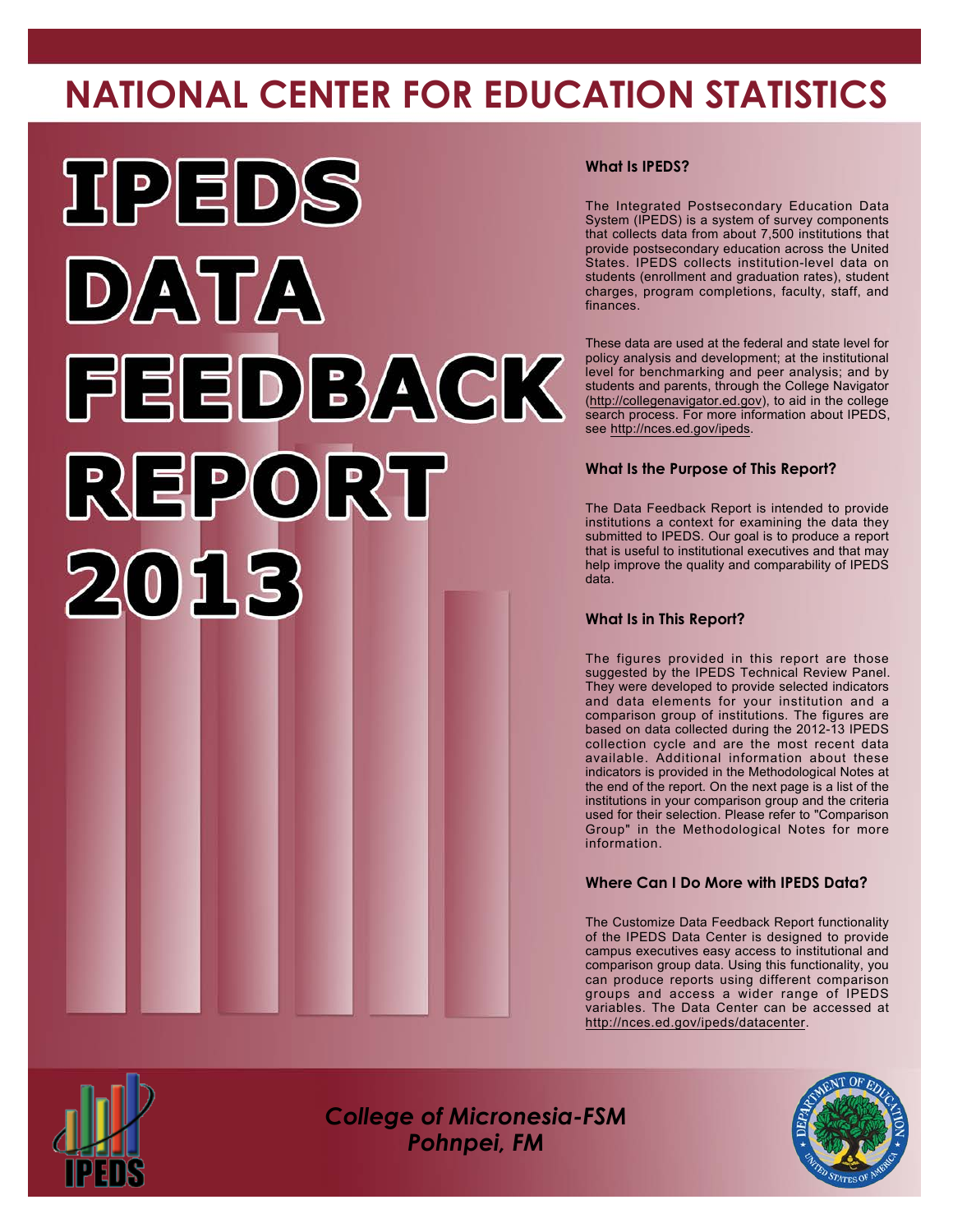# NATIONAL CENTER FOR EDUCATION STATISTICS

# IPEDS DATA FEEDBACK REPORT 2013

### What Is IPEDS?

The Integrated Postsecondary Education Data System (IPEDS) is a system of survey components that collects data from about 7,500 institutions that provide postsecondary education across the United States. IPEDS collects institution-level data on students (enrollment and graduation rates), student charges, program completions, faculty, staff, and finances.

These data are used at the federal and state level for policy analysis and development; at the institutional level for benchmarking and peer analysis; and by students and parents, through the College Navigator (http://collegenavigator.ed.gov), to aid in the college search process. For more information about IPEDS, see http://nces.ed.gov/ipeds.

### What Is the Purpose of This Report?

The Data Feedback Report is intended to provide institutions a context for examining the data they submitted to IPEDS. Our goal is to produce a report that is useful to institutional executives and that may help improve the quality and comparability of IPEDS data.

### What Is in This Report?

The figures provided in this report are those suggested by the IPEDS Technical Review Panel. They were developed to provide selected indicators and data elements for your institution and a comparison group of institutions. The figures are based on data collected during the 2012-13 IPEDS collection cycle and are the most recent data available. Additional information about these indicators is provided in the Methodological Notes at the end of the report. On the next page is a list of the institutions in your comparison group and the criteria used for their selection. Please refer to "Comparison Group" in the Methodological Notes for more information.

### Where Can I Do More with IPEDS Data?

The Customize Data Feedback Report functionality of the IPEDS Data Center is designed to provide campus executives easy access to institutional and comparison group data. Using this functionality, you can produce reports using different comparison groups and access a wider range of IPEDS variables. The Data Center can be accessed at http://nces.ed.gov/ipeds/datacenter.

*College of Micronesia-FSM*
*Pohnpei, FM*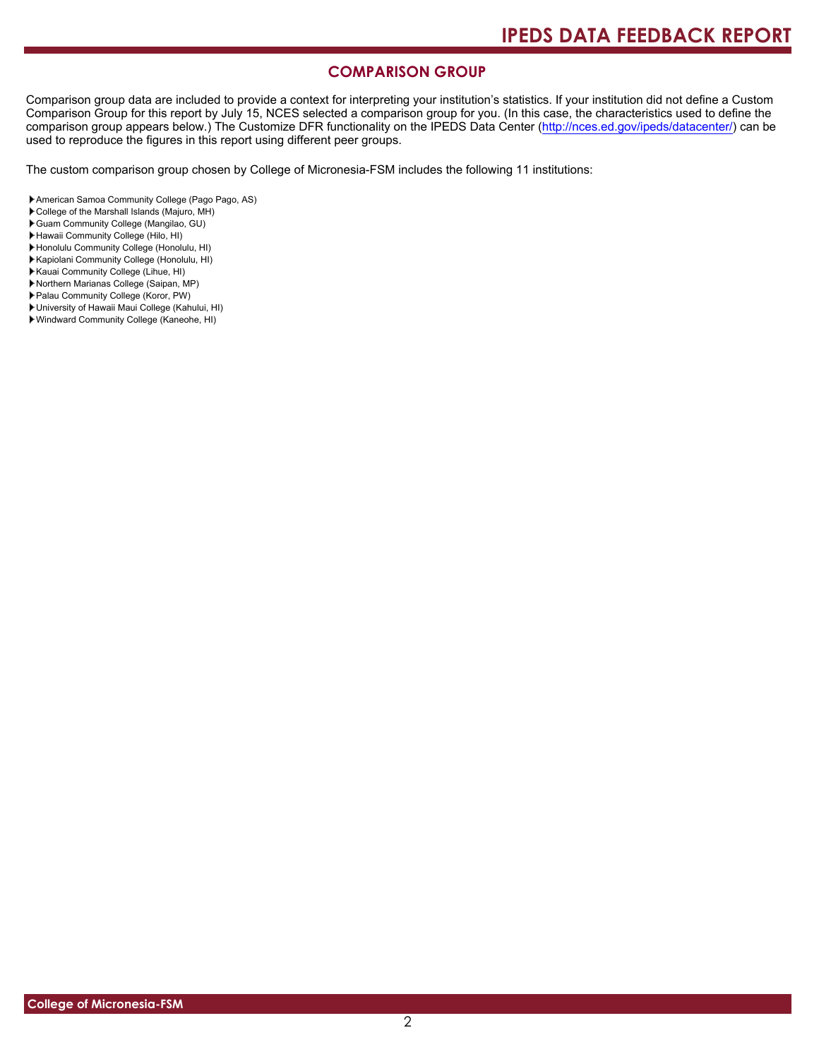## COMPARISON GROUP

Comparison group data are included to provide a context for interpreting your institution's statistics. If your institution did not define a Custom Comparison Group for this report by July 15, NCES selected a comparison group for you. (In this case, the characteristics used to define the comparison group appears below.) The Customize DFR functionality on the IPEDS Data Center (http://nces.ed.gov/ipeds/datacenter/) can be used to reproduce the figures in this report using different peer groups.

The custom comparison group chosen by College of Micronesia-FSM includes the following 11 institutions:

- American Samoa Community College (Pago Pago, AS)
- College of the Marshall Islands (Majuro, MH)
- Guam Community College (Mangilao, GU)
- Hawaii Community College (Hilo, HI)
- Honolulu Community College (Honolulu, HI)
- Kapiolani Community College (Honolulu, HI)
- Kauai Community College (Lihue, HI)
- Northern Marianas College (Saipan, MP)
- Palau Community College (Koror, PW)
- University of Hawaii Maui College (Kahului, HI)
- Windward Community College (Kaneohe, HI)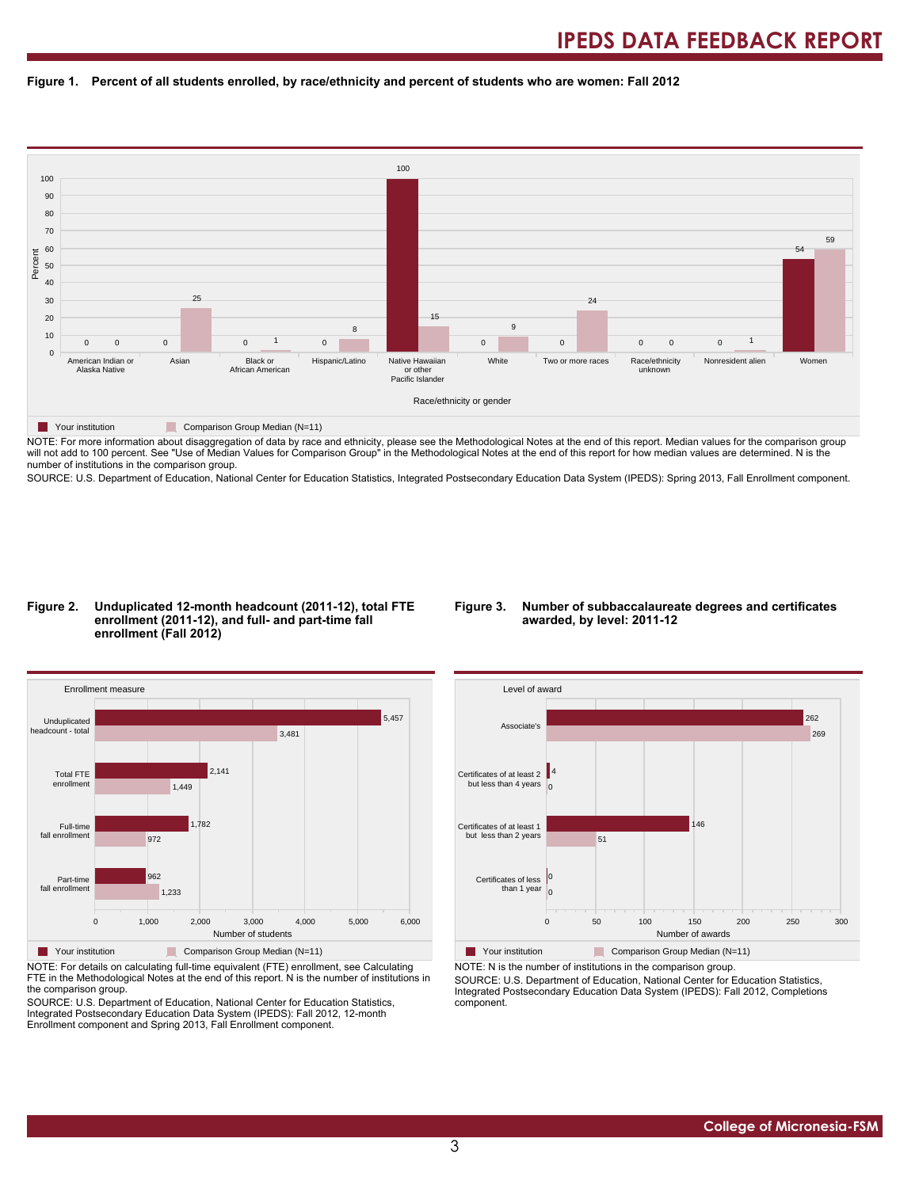## Figure 1. Percent of all students enrolled, by race/ethnicity and percent of students who are women: Fall 2012

| Race/ethnicity or gender | Your institution | Comparison Group Median (N=11) |
|---|---|---|
| American Indian or Alaska Native | 0 | 0 |
| Asian | 0 | 25 |
| Black or African American | 0 | 1 |
| Hispanic/Latino | 0 | 8 |
| Native Hawaiian or other Pacific Islander | 100 | 15 |
| White | 0 | 9 |
| Two or more races | 0 | 24 |
| Race/ethnicity unknown | 0 | 0 |
| Nonresident alien | 0 | 1 |
| Women | 54 | 59 |

NOTE: For more information about disaggregation of data by race and ethnicity, please see the Methodological Notes at the end of this report. Median values for the comparison group will not add to 100 percent. See "Use of Median Values for Comparison Group" in the Methodological Notes at the end of this report for how median values are determined. N is the number of institutions in the comparison group.

SOURCE: U.S. Department of Education, National Center for Education Statistics, Integrated Postsecondary Education Data System (IPEDS): Spring 2013, Fall Enrollment component.

## Figure 2. Unduplicated 12-month headcount (2011-12), total FTE enrollment (2011-12), and full- and part-time fall enrollment (Fall 2012)

| Enrollment measure | Your institution | Comparison Group Median (N=11) |
|---|---|---|
| Unduplicated headcount - total | 5,457 | 3,481 |
| Total FTE enrollment | 2,141 | 1,449 |
| Full-time fall enrollment | 1,782 | 972 |
| Part-time fall enrollment | 962 | 1,233 |

NOTE: For details on calculating full-time equivalent (FTE) enrollment, see Calculating FTE in the Methodological Notes at the end of this report. N is the number of institutions in the comparison group.

SOURCE: U.S. Department of Education, National Center for Education Statistics, Integrated Postsecondary Education Data System (IPEDS): Fall 2012, 12-month Enrollment component and Spring 2013, Fall Enrollment component.

## Figure 3. Number of subbaccalaureate degrees and certificates awarded, by level: 2011-12

| Level of award | Your institution | Comparison Group Median (N=11) |
|---|---|---|
| Associate's | 262 | 269 |
| Certificates of at least 2 but less than 4 years | 4 | 0 |
| Certificates of at least 1 but less than 2 years | 146 | 51 |
| Certificates of less than 1 year | 0 | 0 |

NOTE: N is the number of institutions in the comparison group.

SOURCE: U.S. Department of Education, National Center for Education Statistics, Integrated Postsecondary Education Data System (IPEDS): Fall 2012, Completions component.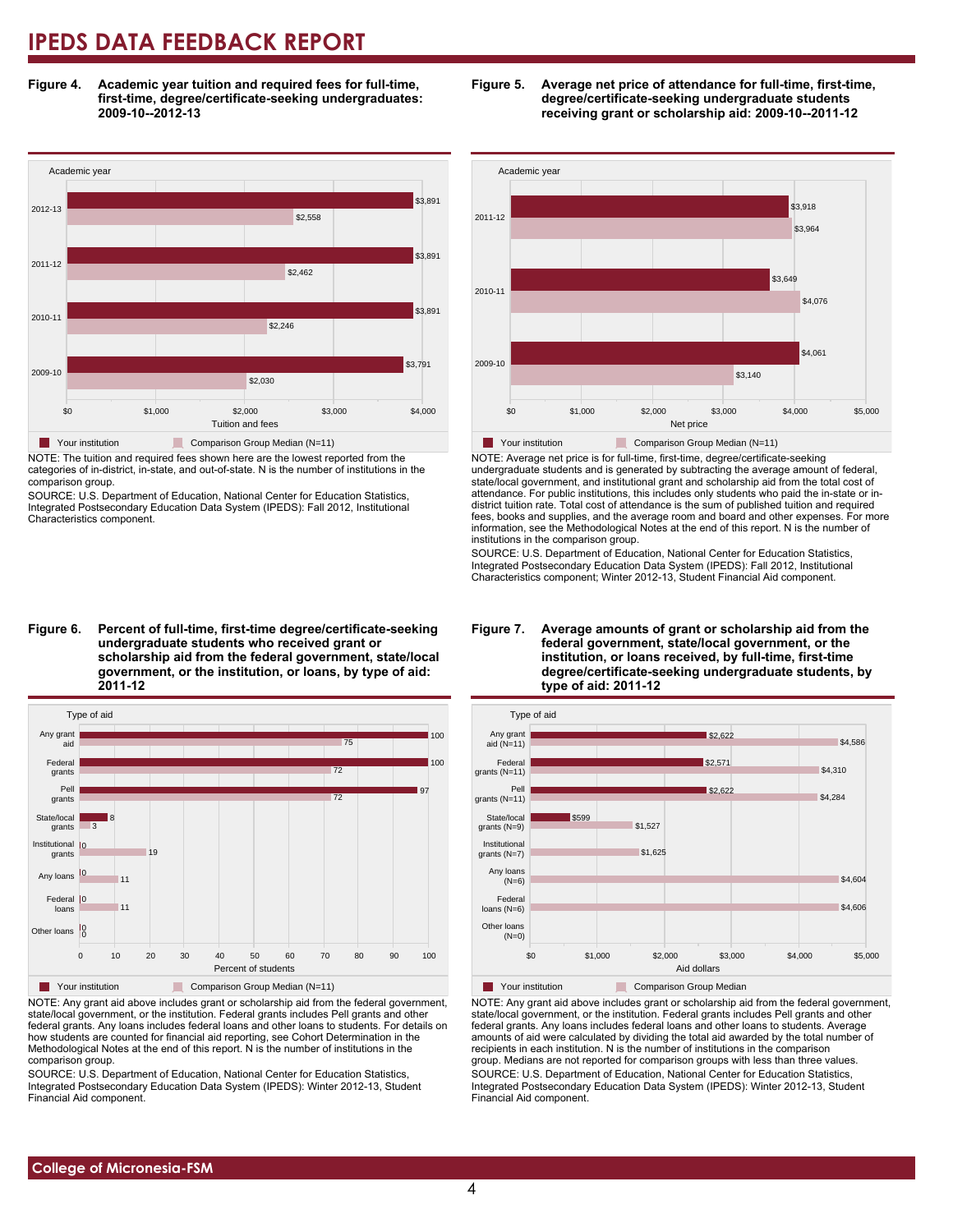# IPEDS DATA FEEDBACK REPORT

**Figure 4. Academic year tuition and required fees for full-time, first-time, degree/certificate-seeking undergraduates: 2009-10--2012-13**

| Academic year | Your institution | Comparison Group Median (N=11) |
|---|---|---|
| 2012-13 | $3,891 | $2,558 |
| 2011-12 | $3,891 | $2,462 |
| 2010-11 | $3,891 | $2,246 |
| 2009-10 | $3,791 | $2,030 |

NOTE: The tuition and required fees shown here are the lowest reported from the categories of in-district, in-state, and out-of-state. N is the number of institutions in the comparison group.

SOURCE: U.S. Department of Education, National Center for Education Statistics, Integrated Postsecondary Education Data System (IPEDS): Fall 2012, Institutional Characteristics component.

**Figure 5. Average net price of attendance for full-time, first-time, degree/certificate-seeking undergraduate students receiving grant or scholarship aid: 2009-10--2011-12**

| Academic year | Your institution | Comparison Group Median (N=11) |
|---|---|---|
| 2011-12 | $3,918 | $3,964 |
| 2010-11 | $3,649 | $4,076 |
| 2009-10 | $4,061 | $3,140 |

NOTE: Average net price is for full-time, first-time, degree/certificate-seeking undergraduate students and is generated by subtracting the average amount of federal, state/local government, and institutional grant and scholarship aid from the total cost of attendance. For public institutions, this includes only students who paid the in-state or in-district tuition rate. Total cost of attendance is the sum of published tuition and required fees, books and supplies, and the average room and board and other expenses. For more information, see the Methodological Notes at the end of this report. N is the number of institutions in the comparison group.

SOURCE: U.S. Department of Education, National Center for Education Statistics, Integrated Postsecondary Education Data System (IPEDS): Fall 2012, Institutional Characteristics component; Winter 2012-13, Student Financial Aid component.

**Figure 6. Percent of full-time, first-time degree/certificate-seeking undergraduate students who received grant or scholarship aid from the federal government, state/local government, or the institution, or loans, by type of aid: 2011-12**

| Type of aid | Your institution | Comparison Group Median (N=11) |
|---|---|---|
| Any grant aid | 100 | 75 |
| Federal grants | 100 | 72 |
| Pell grants | 97 | 72 |
| State/local grants | 8 | 3 |
| Institutional grants | 0 | 19 |
| Any loans | 0 | 11 |
| Federal loans | 0 | 11 |
| Other loans | 0 | 0 |

NOTE: Any grant aid above includes grant or scholarship aid from the federal government, state/local government, or the institution. Federal grants includes Pell grants and other federal grants. Any loans includes federal loans and other loans to students. For details on how students are counted for financial aid reporting, see Cohort Determination in the Methodological Notes at the end of this report. N is the number of institutions in the comparison group.

SOURCE: U.S. Department of Education, National Center for Education Statistics, Integrated Postsecondary Education Data System (IPEDS): Winter 2012-13, Student Financial Aid component.

**Figure 7. Average amounts of grant or scholarship aid from the federal government, state/local government, or the institution, or loans received, by full-time, first-time degree/certificate-seeking undergraduate students, by type of aid: 2011-12**

| Type of aid | Your institution | Comparison Group Median |
|---|---|---|
| Any grant aid (N=11) | $2,622 | $4,586 |
| Federal grants (N=11) | $2,571 | $4,310 |
| Pell grants (N=11) | $2,622 | $4,284 |
| State/local grants (N=9) | $599 | $1,527 |
| Institutional grants (N=7) | | $1,625 |
| Any loans (N=6) | | $4,604 |
| Federal loans (N=6) | | $4,606 |
| Other loans (N=0) | | |

NOTE: Any grant aid above includes grant or scholarship aid from the federal government, state/local government, or the institution. Federal grants includes Pell grants and other federal grants. Any loans includes federal loans and other loans to students. Average amounts of aid were calculated by dividing the total aid awarded by the total number of recipients in each institution. N is the number of institutions in the comparison group. Medians are not reported for comparison groups with less than three values.

SOURCE: U.S. Department of Education, National Center for Education Statistics, Integrated Postsecondary Education Data System (IPEDS): Winter 2012-13, Student Financial Aid component.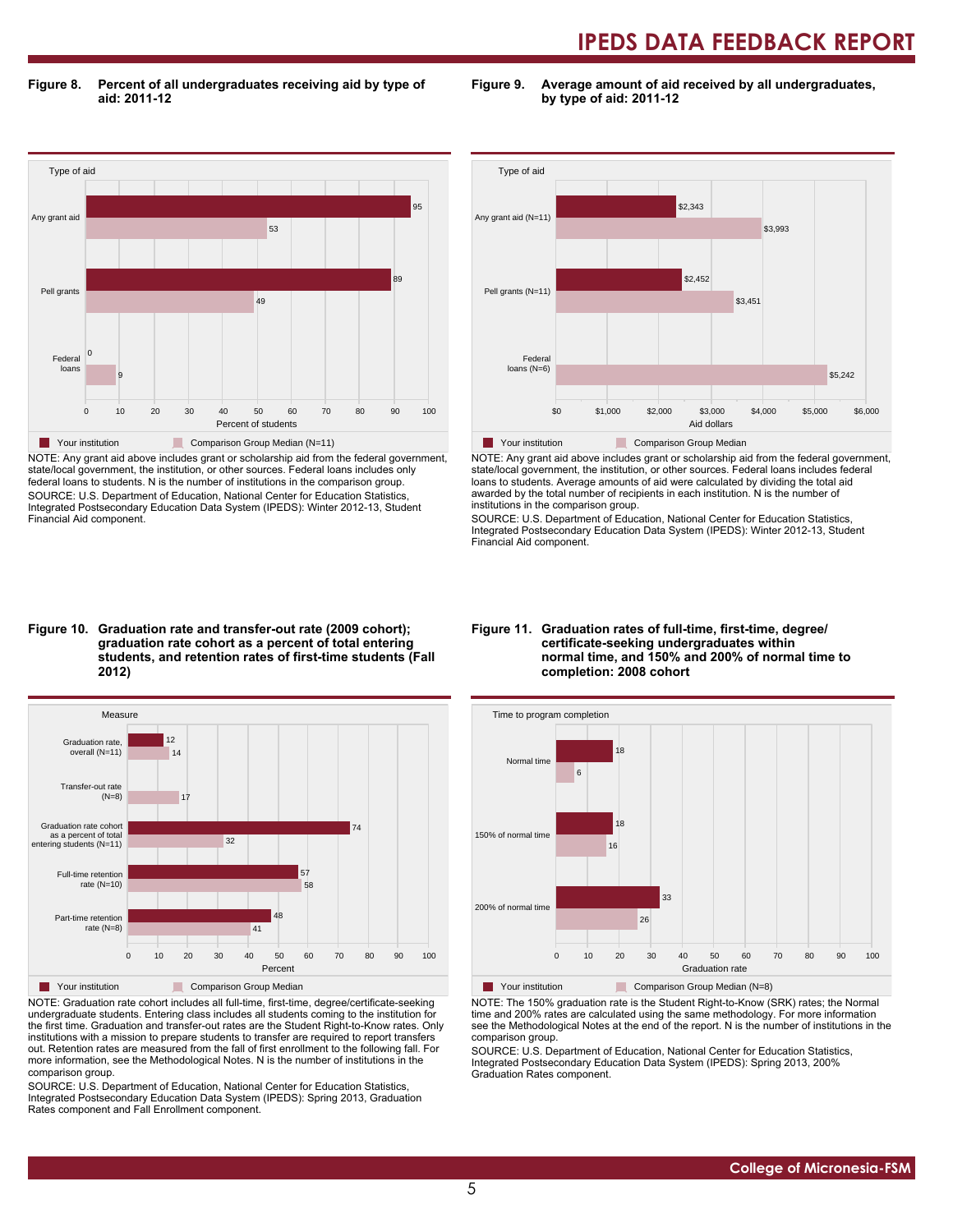**Figure 8. Percent of all undergraduates receiving aid by type of aid: 2011-12**

| Type of aid | Your institution | Comparison Group Median (N=11) |
|---|---|---|
| Any grant aid | 95 | 53 |
| Pell grants | 89 | 49 |
| Federal loans | 0 | 9 |

NOTE: Any grant aid above includes grant or scholarship aid from the federal government, state/local government, the institution, or other sources. Federal loans includes only federal loans to students. N is the number of institutions in the comparison group.
SOURCE: U.S. Department of Education, National Center for Education Statistics, Integrated Postsecondary Education Data System (IPEDS): Winter 2012-13, Student Financial Aid component.

**Figure 9. Average amount of aid received by all undergraduates, by type of aid: 2011-12**

| Type of aid | Your institution | Comparison Group Median |
|---|---|---|
| Any grant aid (N=11) | $2,343 | $3,993 |
| Pell grants (N=11) | $2,452 | $3,451 |
| Federal loans (N=6) | | $5,242 |

NOTE: Any grant aid above includes grant or scholarship aid from the federal government, state/local government, the institution, or other sources. Federal loans includes federal loans to students. Average amounts of aid were calculated by dividing the total aid awarded by the total number of recipients in each institution. N is the number of institutions in the comparison group.
SOURCE: U.S. Department of Education, National Center for Education Statistics, Integrated Postsecondary Education Data System (IPEDS): Winter 2012-13, Student Financial Aid component.

**Figure 10. Graduation rate and transfer-out rate (2009 cohort); graduation rate cohort as a percent of total entering students, and retention rates of first-time students (Fall 2012)**

| Measure | Your institution | Comparison Group Median |
|---|---|---|
| Graduation rate, overall (N=11) | 12 | 14 |
| Transfer-out rate (N=8) | | 17 |
| Graduation rate cohort as a percent of total entering students (N=11) | 74 | 32 |
| Full-time retention rate (N=10) | 57 | 58 |
| Part-time retention rate (N=8) | 48 | 41 |

NOTE: Graduation rate cohort includes all full-time, first-time, degree/certificate-seeking undergraduate students. Entering class includes all students coming to the institution for the first time. Graduation and transfer-out rates are the Student Right-to-Know rates. Only institutions with a mission to prepare students to transfer are required to report transfers out. Retention rates are measured from the fall of first enrollment to the following fall. For more information, see the Methodological Notes. N is the number of institutions in the comparison group.
SOURCE: U.S. Department of Education, National Center for Education Statistics, Integrated Postsecondary Education Data System (IPEDS): Spring 2013, Graduation Rates component and Fall Enrollment component.

**Figure 11. Graduation rates of full-time, first-time, degree/certificate-seeking undergraduates within normal time, and 150% and 200% of normal time to completion: 2008 cohort**

| Time to program completion | Your institution | Comparison Group Median (N=8) |
|---|---|---|
| Normal time | 18 | 6 |
| 150% of normal time | 18 | 16 |
| 200% of normal time | 33 | 26 |

NOTE: The 150% graduation rate is the Student Right-to-Know (SRK) rates; the Normal time and 200% rates are calculated using the same methodology. For more information see the Methodological Notes at the end of the report. N is the number of institutions in the comparison group.
SOURCE: U.S. Department of Education, National Center for Education Statistics, Integrated Postsecondary Education Data System (IPEDS): Spring 2013, 200% Graduation Rates component.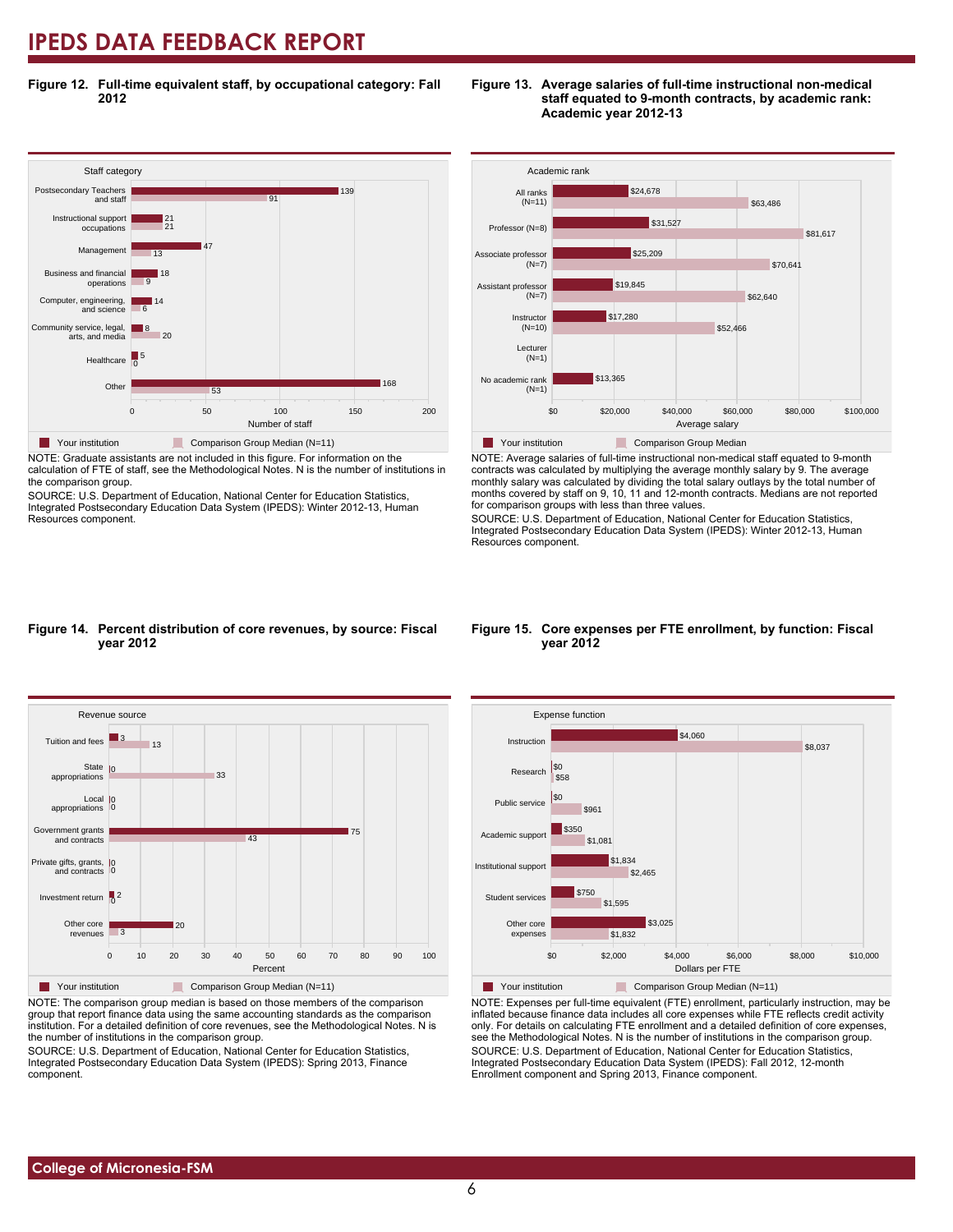# IPEDS DATA FEEDBACK REPORT

**Figure 12. Full-time equivalent staff, by occupational category: Fall 2012**

| Staff category | Your institution | Comparison Group Median (N=11) |
| --- | --- | --- |
| Postsecondary Teachers and staff | 139 | 91 |
| Instructional support occupations | 21 | 21 |
| Management | 47 | 13 |
| Business and financial operations | 18 | 9 |
| Computer, engineering, and science | 14 | 6 |
| Community service, legal, arts, and media | 8 | 20 |
| Healthcare | 5 | 0 |
| Other | 168 | 53 |

NOTE: Graduate assistants are not included in this figure. For information on the calculation of FTE of staff, see the Methodological Notes. N is the number of institutions in the comparison group.

SOURCE: U.S. Department of Education, National Center for Education Statistics, Integrated Postsecondary Education Data System (IPEDS): Winter 2012-13, Human Resources component.

**Figure 13. Average salaries of full-time instructional non-medical staff equated to 9-month contracts, by academic rank: Academic year 2012-13**

| Academic rank | Your institution | Comparison Group Median |
| --- | --- | --- |
| All ranks (N=11) | $24,678 | $63,486 |
| Professor (N=8) | $31,527 | $81,617 |
| Associate professor (N=7) | $25,209 | $70,641 |
| Assistant professor (N=7) | $19,845 | $62,640 |
| Instructor (N=10) | $17,280 | $52,466 |
| Lecturer (N=1) | | |
| No academic rank (N=1) | $13,365 | |

NOTE: Average salaries of full-time instructional non-medical staff equated to 9-month contracts was calculated by multiplying the average monthly salary by 9. The average monthly salary was calculated by dividing the total salary outlays by the total number of months covered by staff on 9, 10, 11 and 12-month contracts. Medians are not reported for comparison groups with less than three values.

SOURCE: U.S. Department of Education, National Center for Education Statistics, Integrated Postsecondary Education Data System (IPEDS): Winter 2012-13, Human Resources component.

**Figure 14. Percent distribution of core revenues, by source: Fiscal year 2012**

| Revenue source | Your institution | Comparison Group Median (N=11) |
| --- | --- | --- |
| Tuition and fees | 3 | 13 |
| State appropriations | 0 | 33 |
| Local appropriations | 0 | 0 |
| Government grants and contracts | 75 | 43 |
| Private gifts, grants, and contracts | 0 | 0 |
| Investment return | 2 | 0 |
| Other core revenues | 20 | 3 |

NOTE: The comparison group median is based on those members of the comparison group that report finance data using the same accounting standards as the comparison institution. For a detailed definition of core revenues, see the Methodological Notes. N is the number of institutions in the comparison group.

SOURCE: U.S. Department of Education, National Center for Education Statistics, Integrated Postsecondary Education Data System (IPEDS): Spring 2013, Finance component.

**Figure 15. Core expenses per FTE enrollment, by function: Fiscal year 2012**

| Expense function | Your institution | Comparison Group Median (N=11) |
| --- | --- | --- |
| Instruction | $4,060 | $8,037 |
| Research | $0 | $58 |
| Public service | $0 | $961 |
| Academic support | $350 | $1,081 |
| Institutional support | $1,834 | $2,465 |
| Student services | $750 | $1,595 |
| Other core expenses | $3,025 | $1,832 |

NOTE: Expenses per full-time equivalent (FTE) enrollment, particularly instruction, may be inflated because finance data includes all core expenses while FTE reflects credit activity only. For details on calculating FTE enrollment and a detailed definition of core expenses, see the Methodological Notes. N is the number of institutions in the comparison group.

SOURCE: U.S. Department of Education, National Center for Education Statistics, Integrated Postsecondary Education Data System (IPEDS): Fall 2012, 12-month Enrollment component and Spring 2013, Finance component.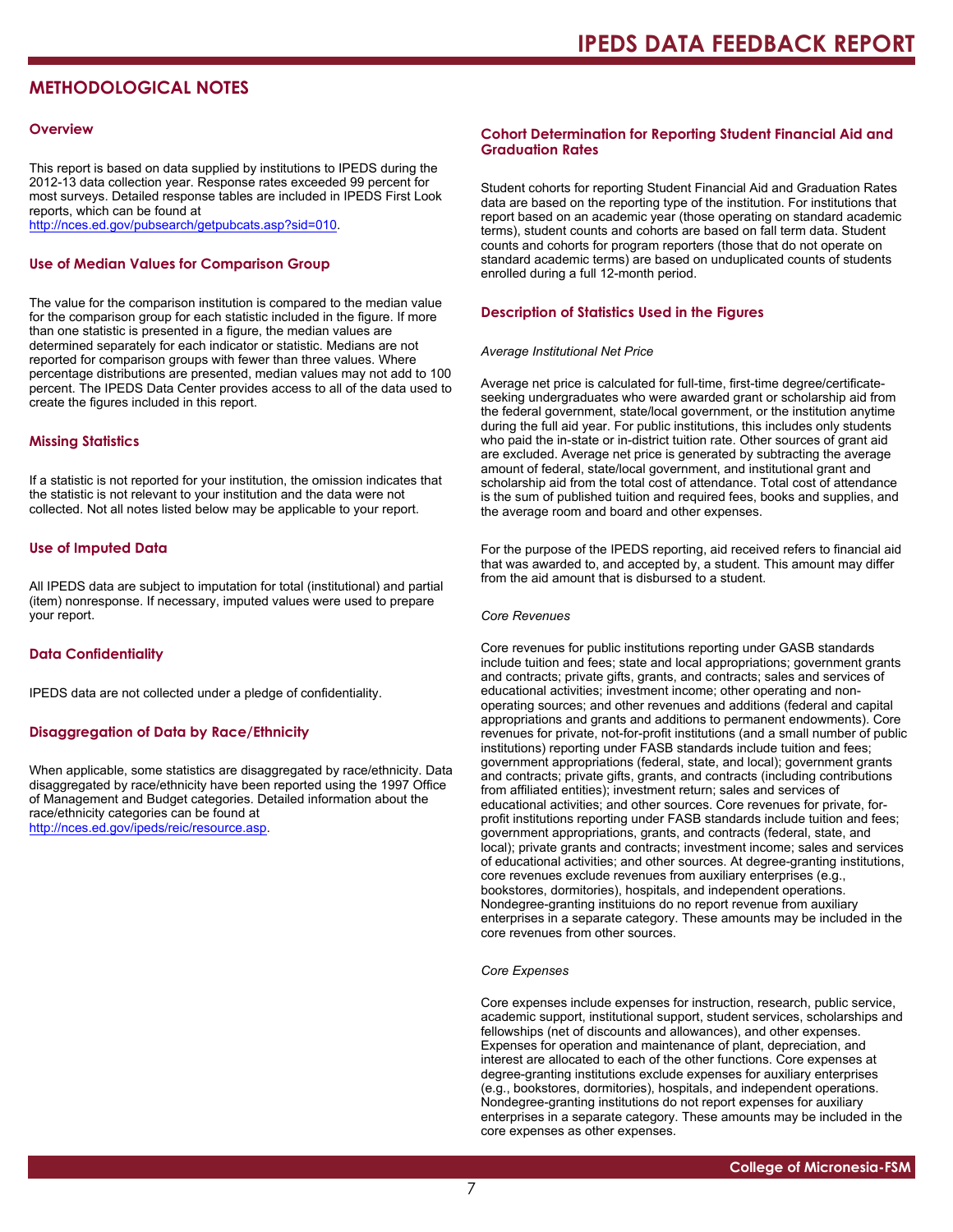## METHODOLOGICAL NOTES

### Overview

This report is based on data supplied by institutions to IPEDS during the 2012-13 data collection year. Response rates exceeded 99 percent for most surveys. Detailed response tables are included in IPEDS First Look reports, which can be found at http://nces.ed.gov/pubsearch/getpubcats.asp?sid=010.

### Use of Median Values for Comparison Group

The value for the comparison institution is compared to the median value for the comparison group for each statistic included in the figure. If more than one statistic is presented in a figure, the median values are determined separately for each indicator or statistic. Medians are not reported for comparison groups with fewer than three values. Where percentage distributions are presented, median values may not add to 100 percent. The IPEDS Data Center provides access to all of the data used to create the figures included in this report.

### Missing Statistics

If a statistic is not reported for your institution, the omission indicates that the statistic is not relevant to your institution and the data were not collected. Not all notes listed below may be applicable to your report.

### Use of Imputed Data

All IPEDS data are subject to imputation for total (institutional) and partial (item) nonresponse. If necessary, imputed values were used to prepare your report.

### Data Confidentiality

IPEDS data are not collected under a pledge of confidentiality.

### Disaggregation of Data by Race/Ethnicity

When applicable, some statistics are disaggregated by race/ethnicity. Data disaggregated by race/ethnicity have been reported using the 1997 Office of Management and Budget categories. Detailed information about the race/ethnicity categories can be found at http://nces.ed.gov/ipeds/reic/resource.asp.

### Cohort Determination for Reporting Student Financial Aid and Graduation Rates

Student cohorts for reporting Student Financial Aid and Graduation Rates data are based on the reporting type of the institution. For institutions that report based on an academic year (those operating on standard academic terms), student counts and cohorts are based on fall term data. Student counts and cohorts for program reporters (those that do not operate on standard academic terms) are based on unduplicated counts of students enrolled during a full 12-month period.

### Description of Statistics Used in the Figures

*Average Institutional Net Price*

Average net price is calculated for full-time, first-time degree/certificate-seeking undergraduates who were awarded grant or scholarship aid from the federal government, state/local government, or the institution anytime during the full aid year. For public institutions, this includes only students who paid the in-state or in-district tuition rate. Other sources of grant aid are excluded. Average net price is generated by subtracting the average amount of federal, state/local government, and institutional grant and scholarship aid from the total cost of attendance. Total cost of attendance is the sum of published tuition and required fees, books and supplies, and the average room and board and other expenses.

For the purpose of the IPEDS reporting, aid received refers to financial aid that was awarded to, and accepted by, a student. This amount may differ from the aid amount that is disbursed to a student.

*Core Revenues*

Core revenues for public institutions reporting under GASB standards include tuition and fees; state and local appropriations; government grants and contracts; private gifts, grants, and contracts; sales and services of educational activities; investment income; other operating and non-operating sources; and other revenues and additions (federal and capital appropriations and grants and additions to permanent endowments). Core revenues for private, not-for-profit institutions (and a small number of public institutions) reporting under FASB standards include tuition and fees; government appropriations (federal, state, and local); government grants and contracts; private gifts, grants, and contracts (including contributions from affiliated entities); investment return; sales and services of educational activities; and other sources. Core revenues for private, for-profit institutions reporting under FASB standards include tuition and fees; government appropriations, grants, and contracts (federal, state, and local); private grants and contracts; investment income; sales and services of educational activities; and other sources. At degree-granting institutions, core revenues exclude revenues from auxiliary enterprises (e.g., bookstores, dormitories), hospitals, and independent operations. Nondegree-granting instituions do no report revenue from auxiliary enterprises in a separate category. These amounts may be included in the core revenues from other sources.

*Core Expenses*

Core expenses include expenses for instruction, research, public service, academic support, institutional support, student services, scholarships and fellowships (net of discounts and allowances), and other expenses. Expenses for operation and maintenance of plant, depreciation, and interest are allocated to each of the other functions. Core expenses at degree-granting institutions exclude expenses for auxiliary enterprises (e.g., bookstores, dormitories), hospitals, and independent operations. Nondegree-granting institutions do not report expenses for auxiliary enterprises in a separate category. These amounts may be included in the core expenses as other expenses.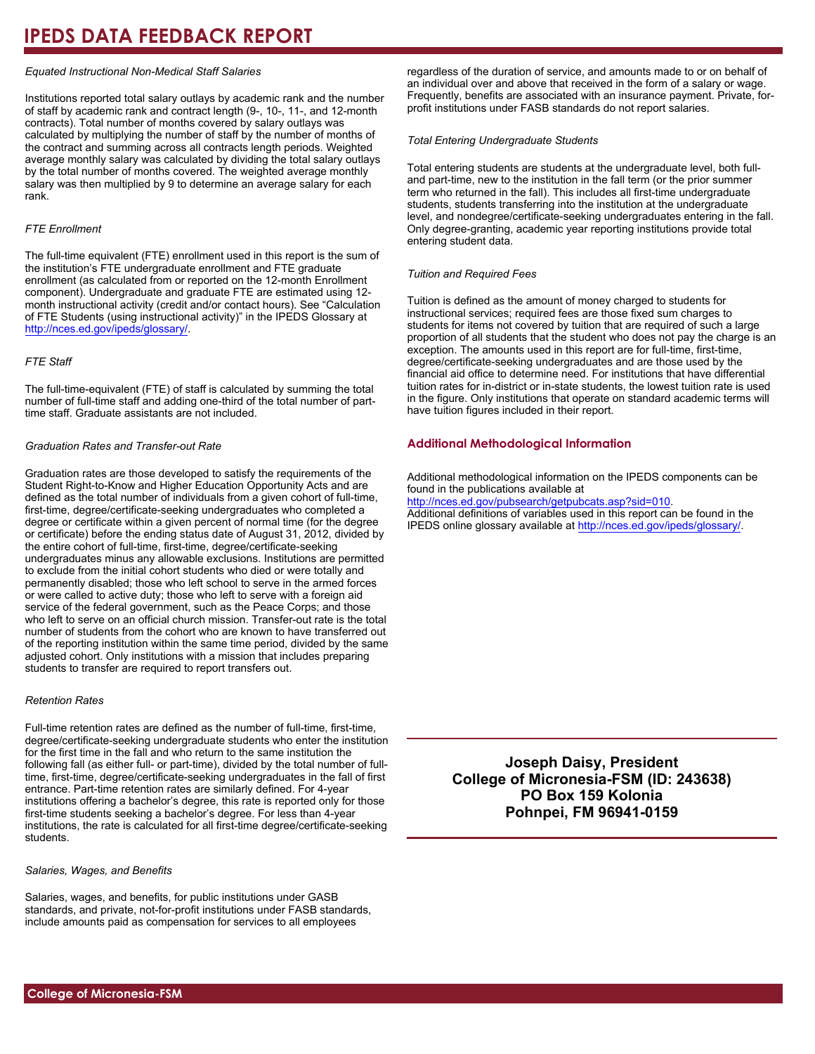*Equated Instructional Non-Medical Staff Salaries*

Institutions reported total salary outlays by academic rank and the number of staff by academic rank and contract length (9-, 10-, 11-, and 12-month contracts). Total number of months covered by salary outlays was calculated by multiplying the number of staff by the number of months of the contract and summing across all contracts length periods. Weighted average monthly salary was calculated by dividing the total salary outlays by the total number of months covered. The weighted average monthly salary was then multiplied by 9 to determine an average salary for each rank.

*FTE Enrollment*

The full-time equivalent (FTE) enrollment used in this report is the sum of the institution's FTE undergraduate enrollment and FTE graduate enrollment (as calculated from or reported on the 12-month Enrollment component). Undergraduate and graduate FTE are estimated using 12-month instructional activity (credit and/or contact hours). See "Calculation of FTE Students (using instructional activity)" in the IPEDS Glossary at http://nces.ed.gov/ipeds/glossary/.

*FTE Staff*

The full-time-equivalent (FTE) of staff is calculated by summing the total number of full-time staff and adding one-third of the total number of part-time staff. Graduate assistants are not included.

*Graduation Rates and Transfer-out Rate*

Graduation rates are those developed to satisfy the requirements of the Student Right-to-Know and Higher Education Opportunity Acts and are defined as the total number of individuals from a given cohort of full-time, first-time, degree/certificate-seeking undergraduates who completed a degree or certificate within a given percent of normal time (for the degree or certificate) before the ending status date of August 31, 2012, divided by the entire cohort of full-time, first-time, degree/certificate-seeking undergraduates minus any allowable exclusions. Institutions are permitted to exclude from the initial cohort students who died or were totally and permanently disabled; those who left school to serve in the armed forces or were called to active duty; those who left to serve with a foreign aid service of the federal government, such as the Peace Corps; and those who left to serve on an official church mission. Transfer-out rate is the total number of students from the cohort who are known to have transferred out of the reporting institution within the same time period, divided by the same adjusted cohort. Only institutions with a mission that includes preparing students to transfer are required to report transfers out.

*Retention Rates*

Full-time retention rates are defined as the number of full-time, first-time, degree/certificate-seeking undergraduate students who enter the institution for the first time in the fall and who return to the same institution the following fall (as either full- or part-time), divided by the total number of full-time, first-time, degree/certificate-seeking undergraduates in the fall of first entrance. Part-time retention rates are similarly defined. For 4-year institutions offering a bachelor's degree, this rate is reported only for those first-time students seeking a bachelor's degree. For less than 4-year institutions, the rate is calculated for all first-time degree/certificate-seeking students.

*Salaries, Wages, and Benefits*

Salaries, wages, and benefits, for public institutions under GASB standards, and private, not-for-profit institutions under FASB standards, include amounts paid as compensation for services to all employees regardless of the duration of service, and amounts made to or on behalf of an individual over and above that received in the form of a salary or wage. Frequently, benefits are associated with an insurance payment. Private, for-profit institutions under FASB standards do not report salaries.

*Total Entering Undergraduate Students*

Total entering students are students at the undergraduate level, both full- and part-time, new to the institution in the fall term (or the prior summer term who returned in the fall). This includes all first-time undergraduate students, students transferring into the institution at the undergraduate level, and nondegree/certificate-seeking undergraduates entering in the fall. Only degree-granting, academic year reporting institutions provide total entering student data.

*Tuition and Required Fees*

Tuition is defined as the amount of money charged to students for instructional services; required fees are those fixed sum charges to students for items not covered by tuition that are required of such a large proportion of all students that the student who does not pay the charge is an exception. The amounts used in this report are for full-time, first-time, degree/certificate-seeking undergraduates and are those used by the financial aid office to determine need. For institutions that have differential tuition rates for in-district or in-state students, the lowest tuition rate is used in the figure. Only institutions that operate on standard academic terms will have tuition figures included in their report.

## Additional Methodological Information

Additional methodological information on the IPEDS components can be found in the publications available at http://nces.ed.gov/pubsearch/getpubcats.asp?sid=010.
Additional definitions of variables used in this report can be found in the IPEDS online glossary available at http://nces.ed.gov/ipeds/glossary/.

**Joseph Daisy, President**
**College of Micronesia-FSM (ID: 243638)**
**PO Box 159 Kolonia**
**Pohnpei, FM 96941-0159**